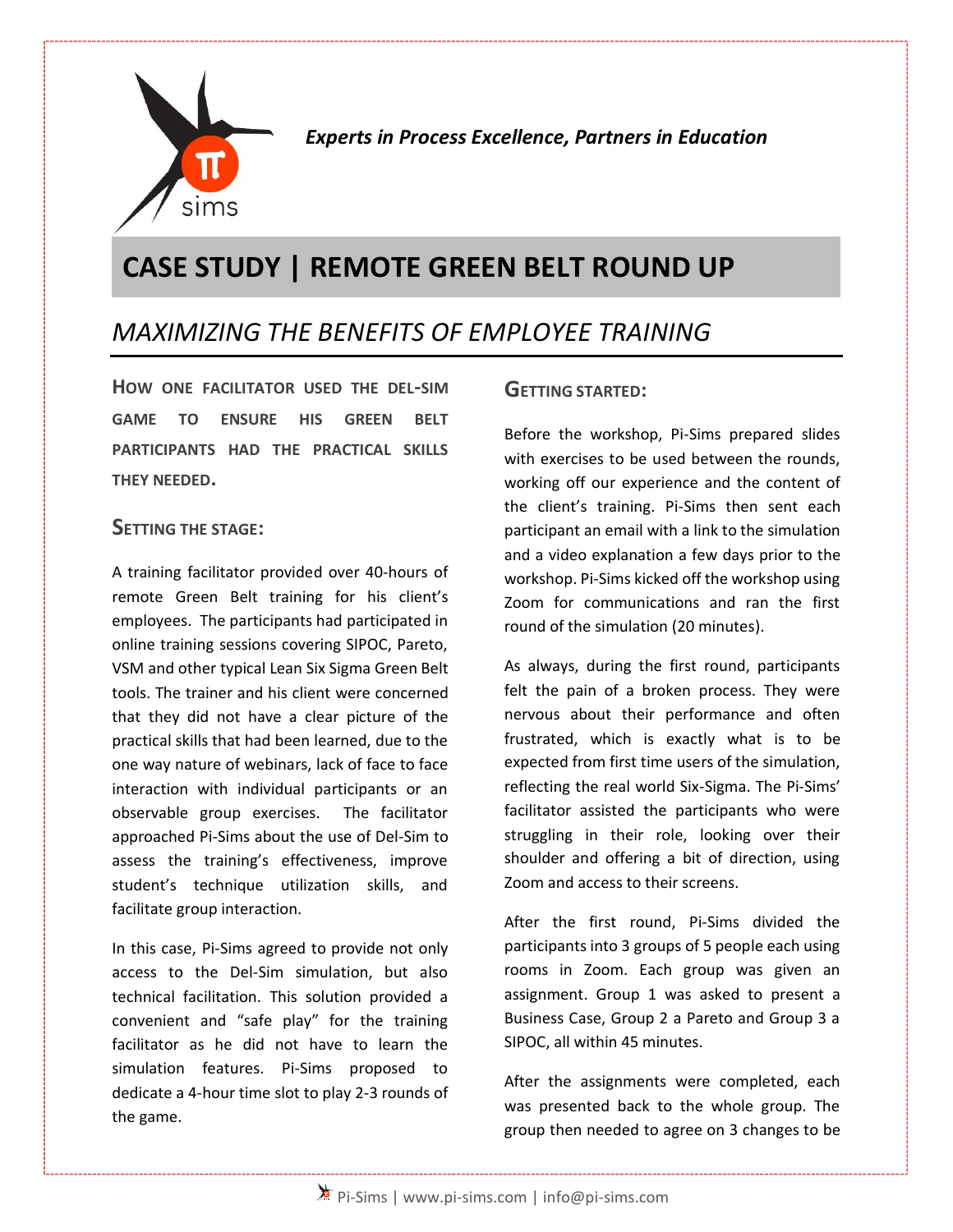*Experts in Process Excellence, Partners in Education*

# CASE STUDY | REMOTE GREEN BELT ROUND UP

## *MAXIMIZING THE BENEFITS OF EMPLOYEE TRAINING*

**HOW ONE FACILITATOR USED THE DEL-SIM GAME TO ENSURE HIS GREEN BELT PARTICIPANTS HAD THE PRACTICAL SKILLS THEY NEEDED.**

### SETTING THE STAGE:

A training facilitator provided over 40-hours of remote Green Belt training for his client's employees. The participants had participated in online training sessions covering SIPOC, Pareto, VSM and other typical Lean Six Sigma Green Belt tools. The trainer and his client were concerned that they did not have a clear picture of the practical skills that had been learned, due to the one way nature of webinars, lack of face to face interaction with individual participants or an observable group exercises. The facilitator approached Pi-Sims about the use of Del-Sim to assess the training's effectiveness, improve student's technique utilization skills, and facilitate group interaction.

In this case, Pi-Sims agreed to provide not only access to the Del-Sim simulation, but also technical facilitation. This solution provided a convenient and "safe play" for the training facilitator as he did not have to learn the simulation features. Pi-Sims proposed to dedicate a 4-hour time slot to play 2-3 rounds of the game.

### GETTING STARTED:

Before the workshop, Pi-Sims prepared slides with exercises to be used between the rounds, working off our experience and the content of the client's training. Pi-Sims then sent each participant an email with a link to the simulation and a video explanation a few days prior to the workshop. Pi-Sims kicked off the workshop using Zoom for communications and ran the first round of the simulation (20 minutes).

As always, during the first round, participants felt the pain of a broken process. They were nervous about their performance and often frustrated, which is exactly what is to be expected from first time users of the simulation, reflecting the real world Six-Sigma. The Pi-Sims' facilitator assisted the participants who were struggling in their role, looking over their shoulder and offering a bit of direction, using Zoom and access to their screens.

After the first round, Pi-Sims divided the participants into 3 groups of 5 people each using rooms in Zoom. Each group was given an assignment. Group 1 was asked to present a Business Case, Group 2 a Pareto and Group 3 a SIPOC, all within 45 minutes.

After the assignments were completed, each was presented back to the whole group. The group then needed to agree on 3 changes to be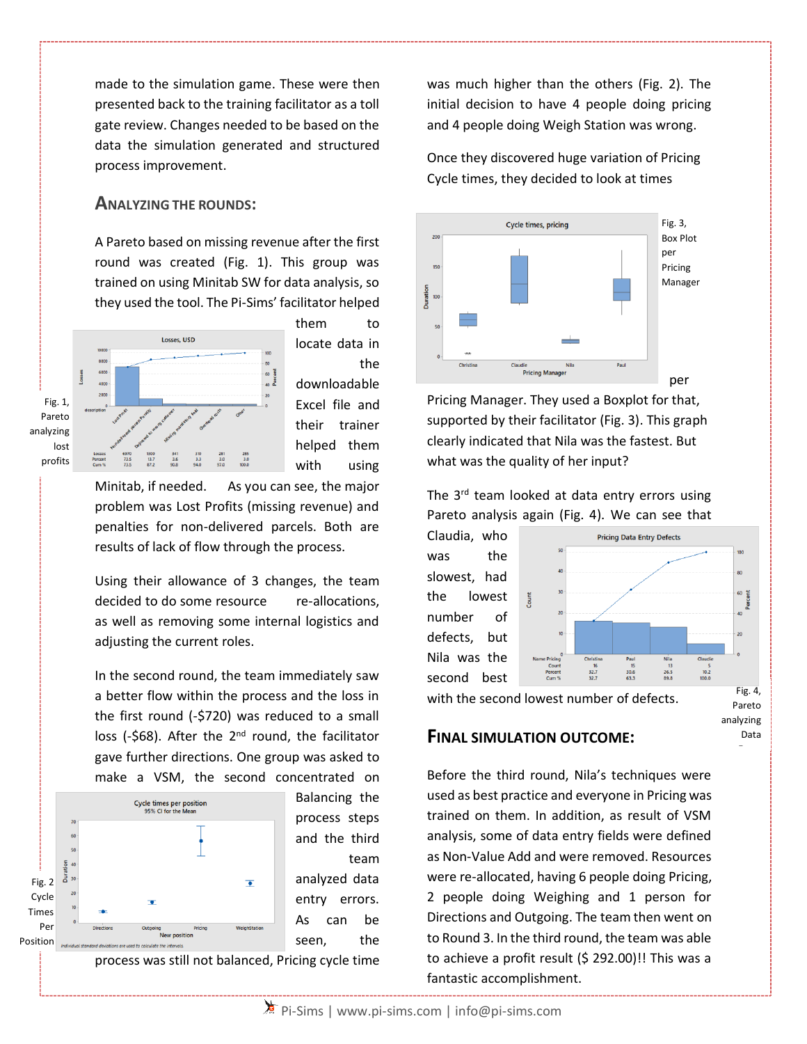made to the simulation game. These were then presented back to the training facilitator as a toll gate review. Changes needed to be based on the data the simulation generated and structured process improvement.

## ANALYZING THE ROUNDS:

A Pareto based on missing revenue after the first round was created (Fig. 1). This group was trained on using Minitab SW for data analysis, so they used the tool. The Pi-Sims' facilitator helped them to locate data in the downloadable Excel file and their trainer helped them with using Minitab, if needed. As you can see, the major problem was Lost Profits (missing revenue) and penalties for non-delivered parcels. Both are results of lack of flow through the process.

Fig. 1, Pareto analyzing lost profits

Using their allowance of 3 changes, the team decided to do some resource re-allocations, as well as removing some internal logistics and adjusting the current roles.

In the second round, the team immediately saw a better flow within the process and the loss in the first round (-$720) was reduced to a small loss (-$68). After the 2nd round, the facilitator gave further directions. One group was asked to make a VSM, the second concentrated on Balancing the process steps and the third team analyzed data entry errors. As can be seen, the process was still not balanced, Pricing cycle time was much higher than the others (Fig. 2). The initial decision to have 4 people doing pricing and 4 people doing Weigh Station was wrong.

Fig. 2 Cycle Times Per Position

Once they discovered huge variation of Pricing Cycle times, they decided to look at times per Pricing Manager. They used a Boxplot for that, supported by their facilitator (Fig. 3). This graph clearly indicated that Nila was the fastest. But what was the quality of her input?

Fig. 3, Box Plot per Pricing Manager

The 3rd team looked at data entry errors using Pareto analysis again (Fig. 4). We can see that Claudia, who was the slowest, had the lowest number of defects, but Nila was the second best with the second lowest number of defects.

Fig. 4, Pareto analyzing Data

## FINAL SIMULATION OUTCOME:

Before the third round, Nila's techniques were used as best practice and everyone in Pricing was trained on them. In addition, as result of VSM analysis, some of data entry fields were defined as Non-Value Add and were removed. Resources were re-allocated, having 6 people doing Pricing, 2 people doing Weighing and 1 person for Directions and Outgoing. The team then went on to Round 3. In the third round, the team was able to achieve a profit result ($ 292.00)!! This was a fantastic accomplishment.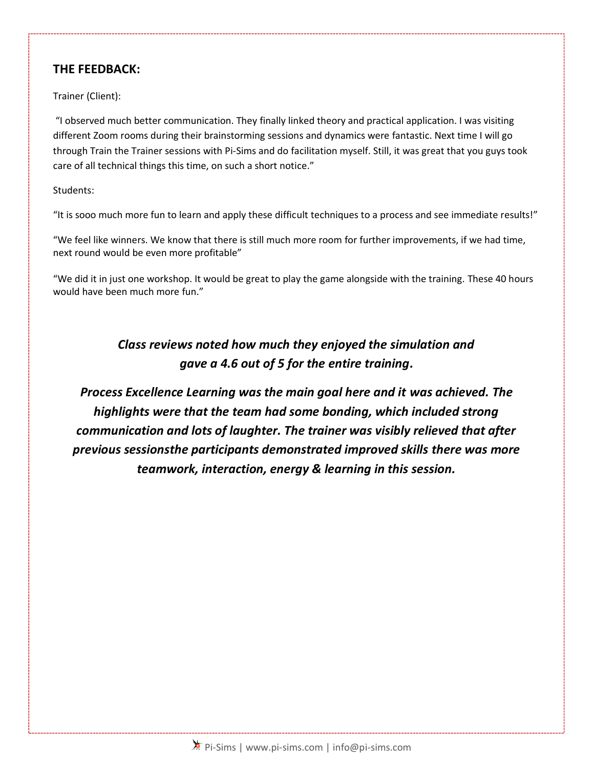## THE FEEDBACK:

Trainer (Client):

"I observed much better communication. They finally linked theory and practical application. I was visiting different Zoom rooms during their brainstorming sessions and dynamics were fantastic. Next time I will go through Train the Trainer sessions with Pi-Sims and do facilitation myself. Still, it was great that you guys took care of all technical things this time, on such a short notice."

Students:

"It is sooo much more fun to learn and apply these difficult techniques to a process and see immediate results!"

"We feel like winners. We know that there is still much more room for further improvements, if we had time, next round would be even more profitable"

"We did it in just one workshop. It would be great to play the game alongside with the training. These 40 hours would have been much more fun."

***Class reviews noted how much they enjoyed the simulation and gave a 4.6 out of 5 for the entire training.***

***Process Excellence Learning was the main goal here and it was achieved. The highlights were that the team had some bonding, which included strong communication and lots of laughter. The trainer was visibly relieved that after previous sessionsthe participants demonstrated improved skills there was more teamwork, interaction, energy & learning in this session.***